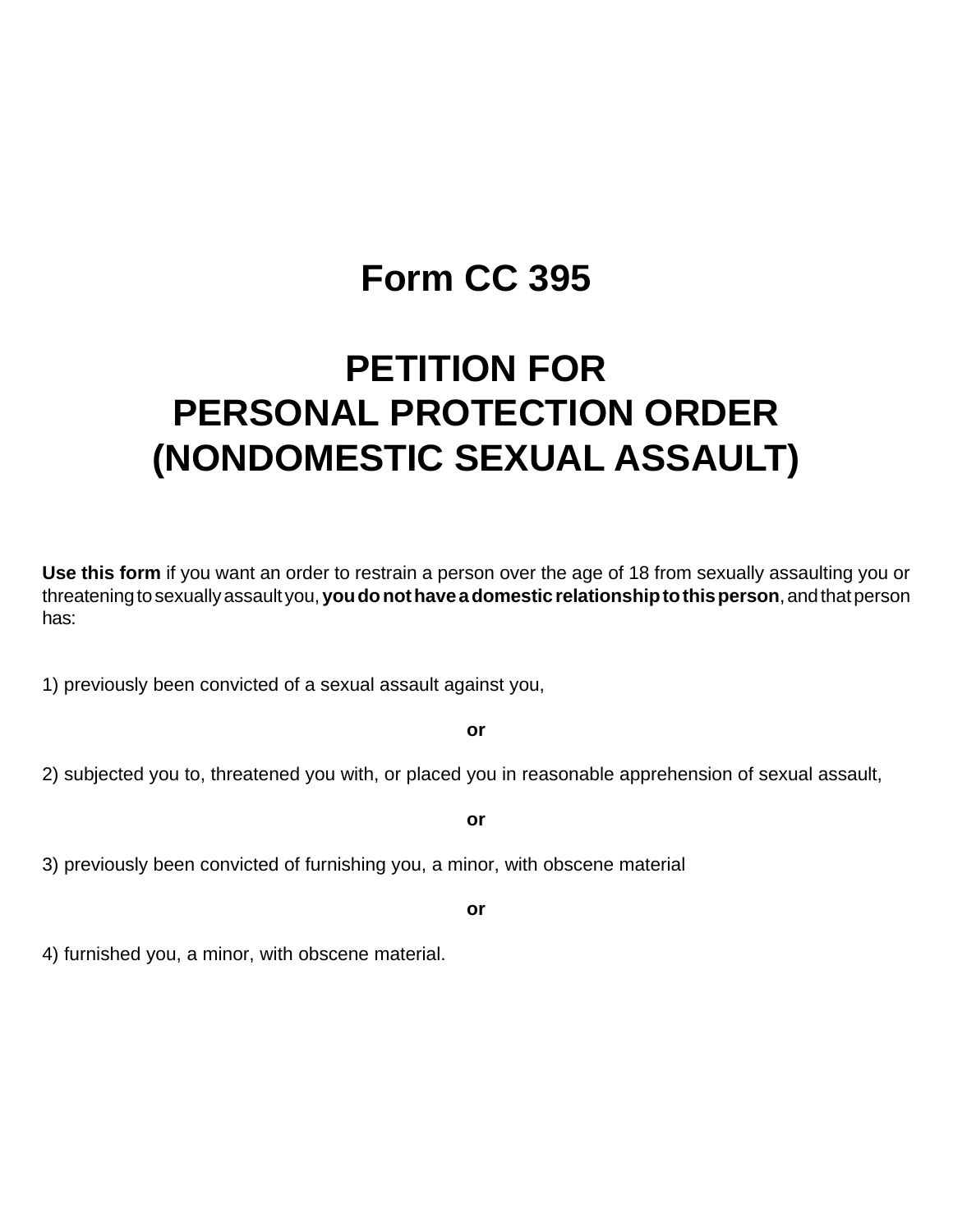# Form CC 395

# PETITION FOR PERSONAL PROTECTION ORDER (NONDOMESTIC SEXUAL ASSAULT)

**Use this form** if you want an order to restrain a person over the age of 18 from sexually assaulting you or threatening to sexually assault you, **you do not have a domestic relationship to this person**, and that person has:

1) previously been convicted of a sexual assault against you,

**or**

2) subjected you to, threatened you with, or placed you in reasonable apprehension of sexual assault,

**or**

3) previously been convicted of furnishing you, a minor, with obscene material

**or**

4) furnished you, a minor, with obscene material.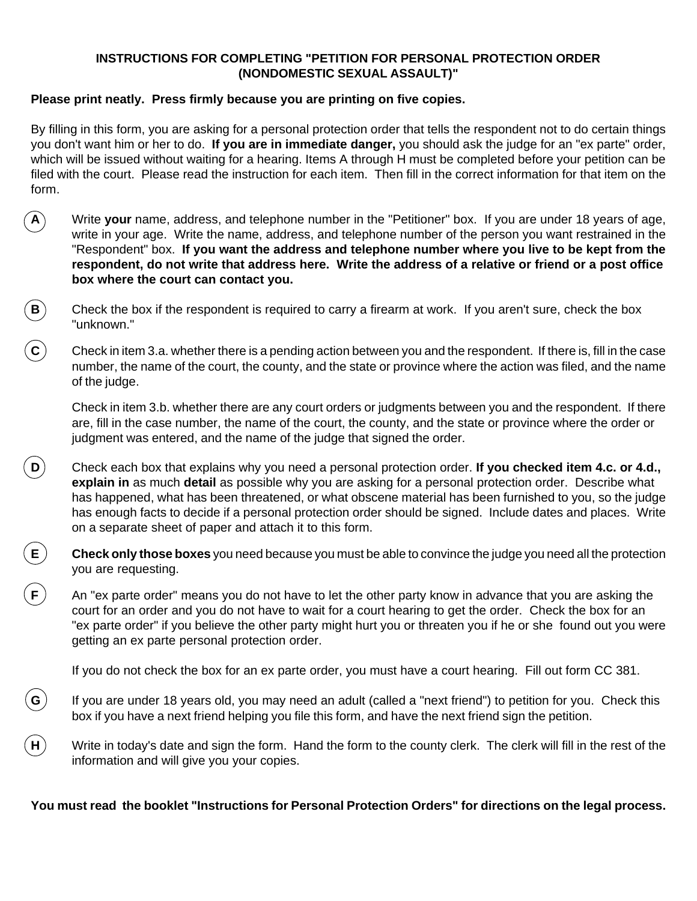## INSTRUCTIONS FOR COMPLETING "PETITION FOR PERSONAL PROTECTION ORDER (NONDOMESTIC SEXUAL ASSAULT)"

**Please print neatly. Press firmly because you are printing on five copies.**

By filling in this form, you are asking for a personal protection order that tells the respondent not to do certain things you don't want him or her to do. **If you are in immediate danger,** you should ask the judge for an "ex parte" order, which will be issued without waiting for a hearing. Items A through H must be completed before your petition can be filed with the court. Please read the instruction for each item. Then fill in the correct information for that item on the form.

**A** Write **your** name, address, and telephone number in the "Petitioner" box. If you are under 18 years of age, write in your age. Write the name, address, and telephone number of the person you want restrained in the "Respondent" box. **If you want the address and telephone number where you live to be kept from the respondent, do not write that address here. Write the address of a relative or friend or a post office box where the court can contact you.**

**B** Check the box if the respondent is required to carry a firearm at work. If you aren't sure, check the box "unknown."

**C** Check in item 3.a. whether there is a pending action between you and the respondent. If there is, fill in the case number, the name of the court, the county, and the state or province where the action was filed, and the name of the judge.

Check in item 3.b. whether there are any court orders or judgments between you and the respondent. If there are, fill in the case number, the name of the court, the county, and the state or province where the order or judgment was entered, and the name of the judge that signed the order.

**D** Check each box that explains why you need a personal protection order. **If you checked item 4.c. or 4.d., explain in** as much **detail** as possible why you are asking for a personal protection order. Describe what has happened, what has been threatened, or what obscene material has been furnished to you, so the judge has enough facts to decide if a personal protection order should be signed. Include dates and places. Write on a separate sheet of paper and attach it to this form.

**E** **Check only those boxes** you need because you must be able to convince the judge you need all the protection you are requesting.

**F** An "ex parte order" means you do not have to let the other party know in advance that you are asking the court for an order and you do not have to wait for a court hearing to get the order. Check the box for an "ex parte order" if you believe the other party might hurt you or threaten you if he or she found out you were getting an ex parte personal protection order.

If you do not check the box for an ex parte order, you must have a court hearing. Fill out form CC 381.

**G** If you are under 18 years old, you may need an adult (called a "next friend") to petition for you. Check this box if you have a next friend helping you file this form, and have the next friend sign the petition.

**H** Write in today's date and sign the form. Hand the form to the county clerk. The clerk will fill in the rest of the information and will give you your copies.

**You must read the booklet "Instructions for Personal Protection Orders" for directions on the legal process.**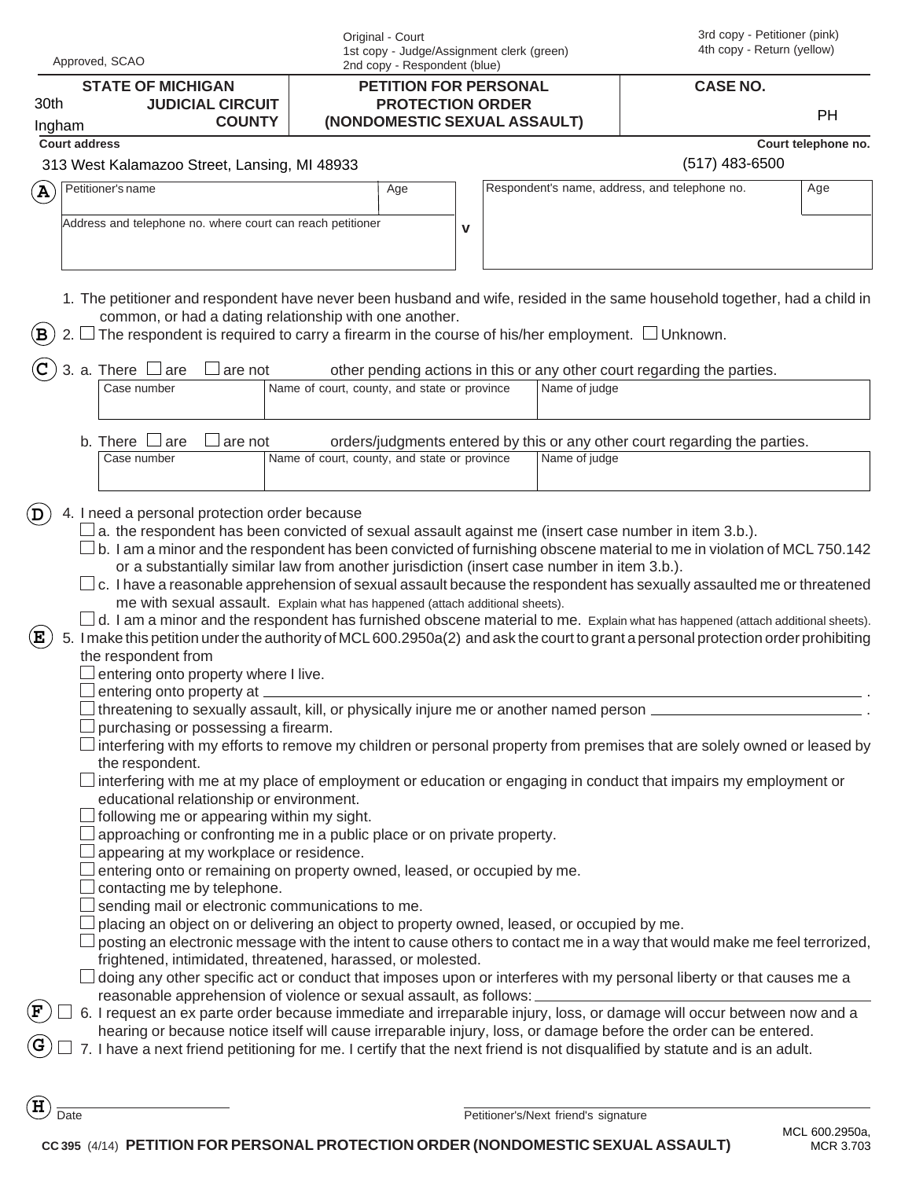Approved, SCAO

Original - Court
1st copy - Judge/Assignment clerk (green)
2nd copy - Respondent (blue)

3rd copy - Petitioner (pink)
4th copy - Return (yellow)

| STATE OF MICHIGAN<br>30th JUDICIAL CIRCUIT<br>Ingham COUNTY | PETITION FOR PERSONAL PROTECTION ORDER (NONDOMESTIC SEXUAL ASSAULT) | CASE NO.<br><br>PH |
|---|---|---|

Court address: 313 West Kalamazoo Street, Lansing, MI 48933

Court telephone no.: (517) 483-6500

**A**

| Petitioner's name | Age | | Respondent's name, address, and telephone no. | Age |
|---|---|---|---|---|
| Address and telephone no. where court can reach petitioner | | v | | |

1. The petitioner and respondent have never been husband and wife, resided in the same household together, had a child in common, or had a dating relationship with one another.

**B** 2. ☐ The respondent is required to carry a firearm in the course of his/her employment. ☐ Unknown.

**C** 3. a. There ☐ are ☐ are not other pending actions in this or any other court regarding the parties.

| Case number | Name of court, county, and state or province | Name of judge |
|---|---|---|
| | | |

b. There ☐ are ☐ are not orders/judgments entered by this or any other court regarding the parties.

| Case number | Name of court, county, and state or province | Name of judge |
|---|---|---|
| | | |

**D** 4. I need a personal protection order because

- ☐ a. the respondent has been convicted of sexual assault against me (insert case number in item 3.b.).
- ☐ b. I am a minor and the respondent has been convicted of furnishing obscene material to me in violation of MCL 750.142 or a substantially similar law from another jurisdiction (insert case number in item 3.b.).
- ☐ c. I have a reasonable apprehension of sexual assault because the respondent has sexually assaulted me or threatened me with sexual assault. Explain what has happened (attach additional sheets).
- ☐ d. I am a minor and the respondent has furnished obscene material to me. Explain what has happened (attach additional sheets).

**E** 5. I make this petition under the authority of MCL 600.2950a(2) and ask the court to grant a personal protection order prohibiting the respondent from

- ☐ entering onto property where I live.
- ☐ entering onto property at ______________________________.
- ☐ threatening to sexually assault, kill, or physically injure me or another named person ______________________________.
- ☐ purchasing or possessing a firearm.
- ☐ interfering with my efforts to remove my children or personal property from premises that are solely owned or leased by the respondent.
- ☐ interfering with me at my place of employment or education or engaging in conduct that impairs my employment or educational relationship or environment.
- ☐ following me or appearing within my sight.
- ☐ approaching or confronting me in a public place or on private property.
- ☐ appearing at my workplace or residence.
- ☐ entering onto or remaining on property owned, leased, or occupied by me.
- ☐ contacting me by telephone.
- ☐ sending mail or electronic communications to me.
- ☐ placing an object on or delivering an object to property owned, leased, or occupied by me.
- ☐ posting an electronic message with the intent to cause others to contact me in a way that would make me feel terrorized, frightened, intimidated, threatened, harassed, or molested.
- ☐ doing any other specific act or conduct that imposes upon or interferes with my personal liberty or that causes me a reasonable apprehension of violence or sexual assault, as follows: ______________________________

**F** ☐ 6. I request an ex parte order because immediate and irreparable injury, loss, or damage will occur between now and a hearing or because notice itself will cause irreparable injury, loss, or damage before the order can be entered.

**G** ☐ 7. I have a next friend petitioning for me. I certify that the next friend is not disqualified by statute and is an adult.

**H**

______________________ Date

______________________ Petitioner's/Next friend's signature

CC 395 (4/14) **PETITION FOR PERSONAL PROTECTION ORDER (NONDOMESTIC SEXUAL ASSAULT)** MCL 600.2950a, MCR 3.703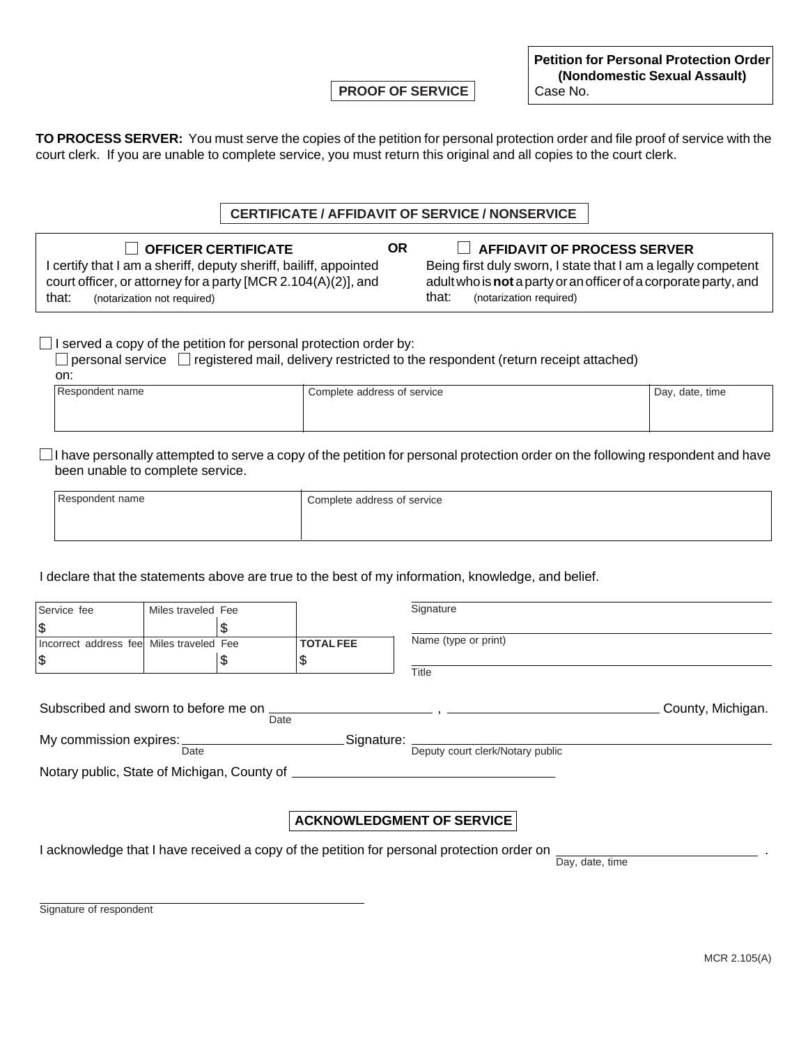**Petition for Personal Protection Order (Nondomestic Sexual Assault)**
Case No.

## PROOF OF SERVICE

**TO PROCESS SERVER:** You must serve the copies of the petition for personal protection order and file proof of service with the court clerk. If you are unable to complete service, you must return this original and all copies to the court clerk.

### CERTIFICATE / AFFIDAVIT OF SERVICE / NONSERVICE

☐ **OFFICER CERTIFICATE**
I certify that I am a sheriff, deputy sheriff, bailiff, appointed court officer, or attorney for a party [MCR 2.104(A)(2)], and that: (notarization not required)

**OR**

☐ **AFFIDAVIT OF PROCESS SERVER**
Being first duly sworn, I state that I am a legally competent adult who is **not** a party or an officer of a corporate party, and that: (notarization required)

☐ I served a copy of the petition for personal protection order by:
☐ personal service ☐ registered mail, delivery restricted to the respondent (return receipt attached)
on:

| Respondent name | Complete address of service | Day, date, time |
|---|---|---|
| | | |

☐ I have personally attempted to serve a copy of the petition for personal protection order on the following respondent and have been unable to complete service.

| Respondent name | Complete address of service |
|---|---|
| | |

I declare that the statements above are true to the best of my information, knowledge, and belief.

| Service fee | Miles traveled | Fee | |
|---|---|---|---|
| $ | | $ | |
| Incorrect address fee | Miles traveled | Fee | TOTAL FEE |
| $ | | $ | $ |

Signature

Name (type or print)

Title

Subscribed and sworn to before me on ____________ (Date), ____________ County, Michigan.

My commission expires: ____________ (Date) Signature: ____________ (Deputy court clerk/Notary public)

Notary public, State of Michigan, County of ____________

### ACKNOWLEDGMENT OF SERVICE

I acknowledge that I have received a copy of the petition for personal protection order on ____________ (Day, date, time).

Signature of respondent

MCR 2.105(A)